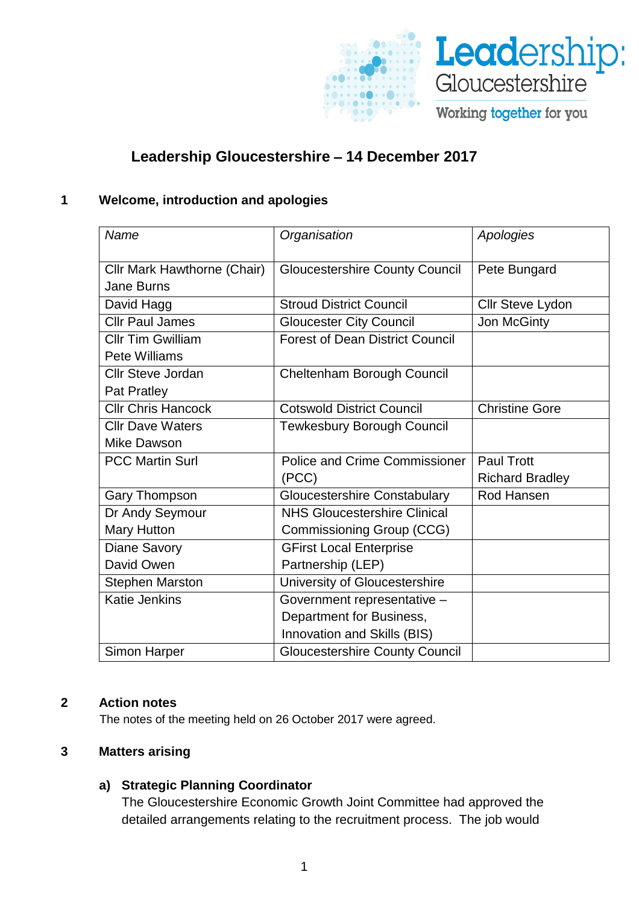# Leadership Gloucestershire – 14 December 2017

## 1 Welcome, introduction and apologies

| *Name* | *Organisation* | *Apologies* |
|---|---|---|
| Cllr Mark Hawthorne (Chair)<br>Jane Burns | Gloucestershire County Council | Pete Bungard |
| David Hagg | Stroud District Council | Cllr Steve Lydon |
| Cllr Paul James | Gloucester City Council | Jon McGinty |
| Cllr Tim Gwilliam<br>Pete Williams | Forest of Dean District Council | |
| Cllr Steve Jordan<br>Pat Pratley | Cheltenham Borough Council | |
| Cllr Chris Hancock | Cotswold District Council | Christine Gore |
| Cllr Dave Waters<br>Mike Dawson | Tewkesbury Borough Council | |
| PCC Martin Surl | Police and Crime Commissioner (PCC) | Paul Trott<br>Richard Bradley |
| Gary Thompson | Gloucestershire Constabulary | Rod Hansen |
| Dr Andy Seymour<br>Mary Hutton | NHS Gloucestershire Clinical Commissioning Group (CCG) | |
| Diane Savory<br>David Owen | GFirst Local Enterprise Partnership (LEP) | |
| Stephen Marston | University of Gloucestershire | |
| Katie Jenkins | Government representative – Department for Business, Innovation and Skills (BIS) | |
| Simon Harper | Gloucestershire County Council | |

## 2 Action notes

The notes of the meeting held on 26 October 2017 were agreed.

## 3 Matters arising

### a) Strategic Planning Coordinator

The Gloucestershire Economic Growth Joint Committee had approved the detailed arrangements relating to the recruitment process. The job would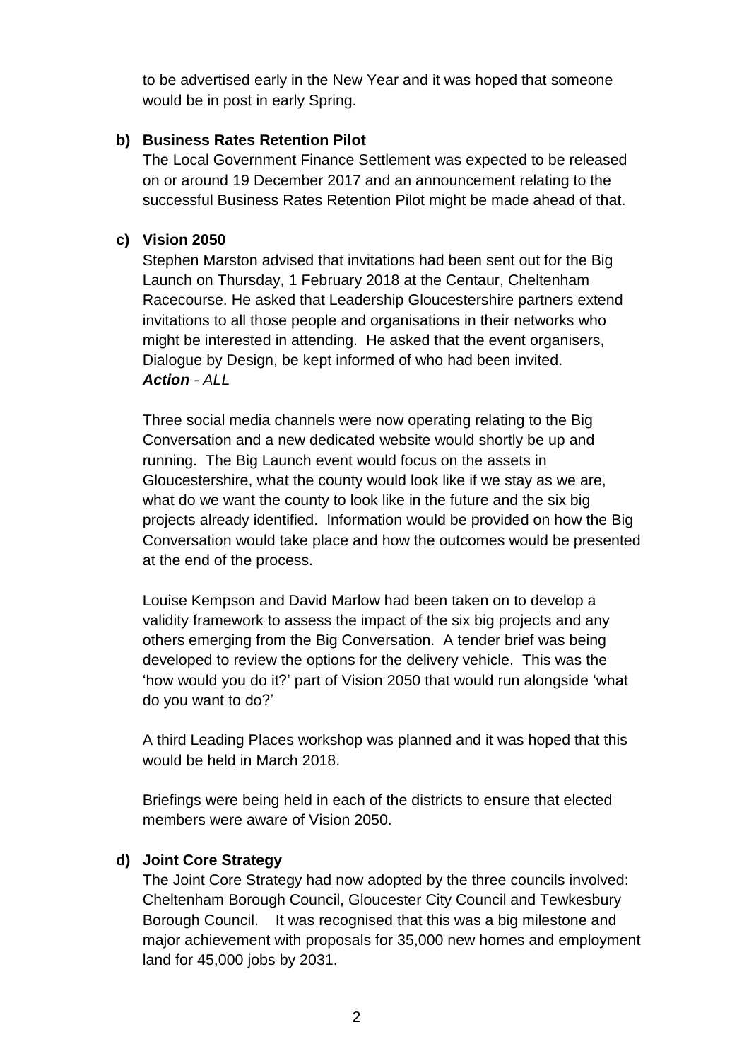to be advertised early in the New Year and it was hoped that someone would be in post in early Spring.

**b) Business Rates Retention Pilot**

The Local Government Finance Settlement was expected to be released on or around 19 December 2017 and an announcement relating to the successful Business Rates Retention Pilot might be made ahead of that.

**c) Vision 2050**

Stephen Marston advised that invitations had been sent out for the Big Launch on Thursday, 1 February 2018 at the Centaur, Cheltenham Racecourse. He asked that Leadership Gloucestershire partners extend invitations to all those people and organisations in their networks who might be interested in attending. He asked that the event organisers, Dialogue by Design, be kept informed of who had been invited.
***Action** - ALL*

Three social media channels were now operating relating to the Big Conversation and a new dedicated website would shortly be up and running. The Big Launch event would focus on the assets in Gloucestershire, what the county would look like if we stay as we are, what do we want the county to look like in the future and the six big projects already identified. Information would be provided on how the Big Conversation would take place and how the outcomes would be presented at the end of the process.

Louise Kempson and David Marlow had been taken on to develop a validity framework to assess the impact of the six big projects and any others emerging from the Big Conversation. A tender brief was being developed to review the options for the delivery vehicle. This was the 'how would you do it?' part of Vision 2050 that would run alongside 'what do you want to do?'

A third Leading Places workshop was planned and it was hoped that this would be held in March 2018.

Briefings were being held in each of the districts to ensure that elected members were aware of Vision 2050.

**d) Joint Core Strategy**

The Joint Core Strategy had now adopted by the three councils involved: Cheltenham Borough Council, Gloucester City Council and Tewkesbury Borough Council. It was recognised that this was a big milestone and major achievement with proposals for 35,000 new homes and employment land for 45,000 jobs by 2031.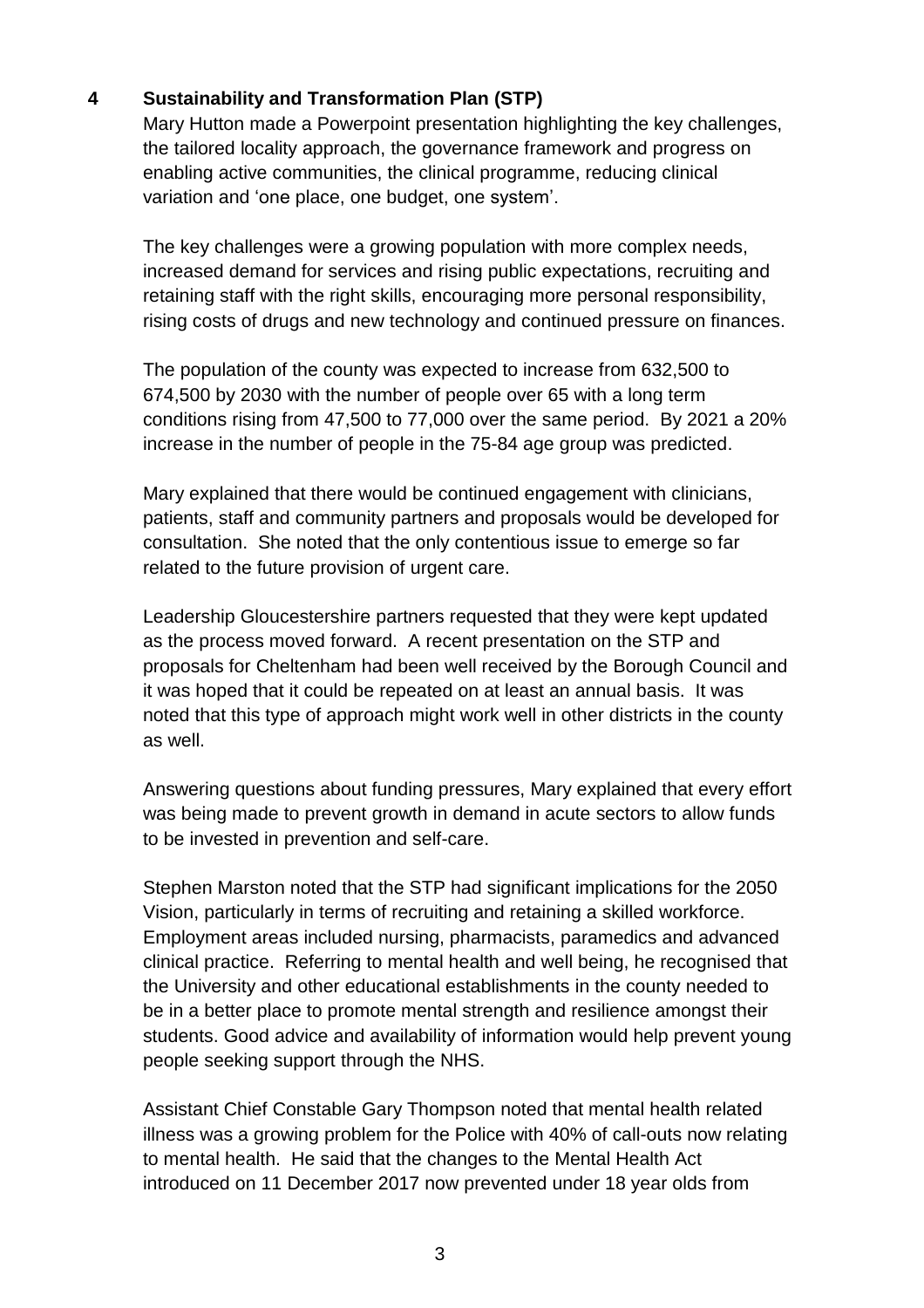## 4 Sustainability and Transformation Plan (STP)

Mary Hutton made a Powerpoint presentation highlighting the key challenges, the tailored locality approach, the governance framework and progress on enabling active communities, the clinical programme, reducing clinical variation and 'one place, one budget, one system'.

The key challenges were a growing population with more complex needs, increased demand for services and rising public expectations, recruiting and retaining staff with the right skills, encouraging more personal responsibility, rising costs of drugs and new technology and continued pressure on finances.

The population of the county was expected to increase from 632,500 to 674,500 by 2030 with the number of people over 65 with a long term conditions rising from 47,500 to 77,000 over the same period. By 2021 a 20% increase in the number of people in the 75-84 age group was predicted.

Mary explained that there would be continued engagement with clinicians, patients, staff and community partners and proposals would be developed for consultation. She noted that the only contentious issue to emerge so far related to the future provision of urgent care.

Leadership Gloucestershire partners requested that they were kept updated as the process moved forward. A recent presentation on the STP and proposals for Cheltenham had been well received by the Borough Council and it was hoped that it could be repeated on at least an annual basis. It was noted that this type of approach might work well in other districts in the county as well.

Answering questions about funding pressures, Mary explained that every effort was being made to prevent growth in demand in acute sectors to allow funds to be invested in prevention and self-care.

Stephen Marston noted that the STP had significant implications for the 2050 Vision, particularly in terms of recruiting and retaining a skilled workforce. Employment areas included nursing, pharmacists, paramedics and advanced clinical practice. Referring to mental health and well being, he recognised that the University and other educational establishments in the county needed to be in a better place to promote mental strength and resilience amongst their students. Good advice and availability of information would help prevent young people seeking support through the NHS.

Assistant Chief Constable Gary Thompson noted that mental health related illness was a growing problem for the Police with 40% of call-outs now relating to mental health. He said that the changes to the Mental Health Act introduced on 11 December 2017 now prevented under 18 year olds from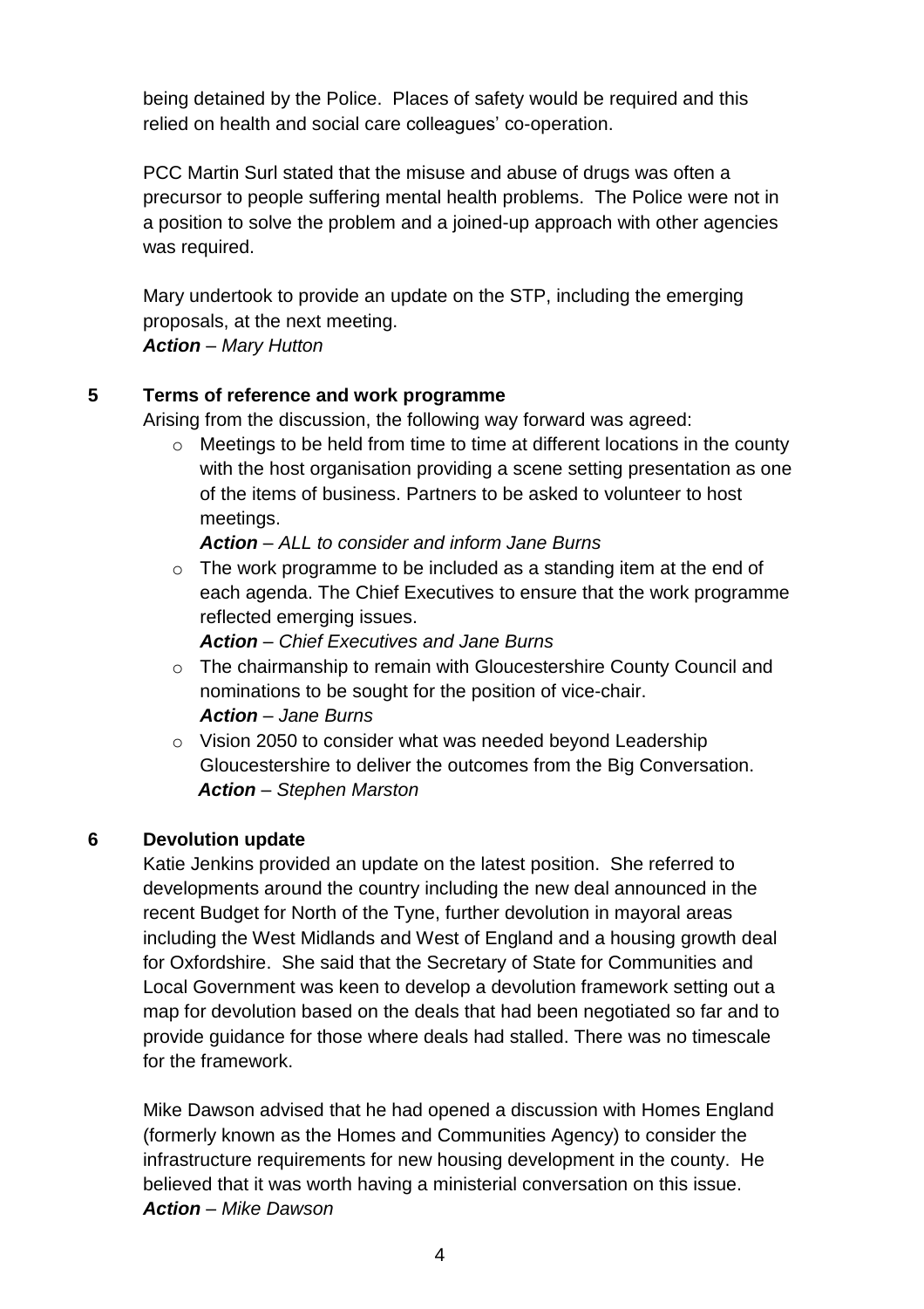being detained by the Police. Places of safety would be required and this relied on health and social care colleagues' co-operation.

PCC Martin Surl stated that the misuse and abuse of drugs was often a precursor to people suffering mental health problems. The Police were not in a position to solve the problem and a joined-up approach with other agencies was required.

Mary undertook to provide an update on the STP, including the emerging proposals, at the next meeting.
***Action** – Mary Hutton*

## 5 Terms of reference and work programme

Arising from the discussion, the following way forward was agreed:

- Meetings to be held from time to time at different locations in the county with the host organisation providing a scene setting presentation as one of the items of business. Partners to be asked to volunteer to host meetings.
  ***Action** – ALL to consider and inform Jane Burns*
- The work programme to be included as a standing item at the end of each agenda. The Chief Executives to ensure that the work programme reflected emerging issues.
  ***Action** – Chief Executives and Jane Burns*
- The chairmanship to remain with Gloucestershire County Council and nominations to be sought for the position of vice-chair.
  ***Action** – Jane Burns*
- Vision 2050 to consider what was needed beyond Leadership Gloucestershire to deliver the outcomes from the Big Conversation.
  ***Action** – Stephen Marston*

## 6 Devolution update

Katie Jenkins provided an update on the latest position. She referred to developments around the country including the new deal announced in the recent Budget for North of the Tyne, further devolution in mayoral areas including the West Midlands and West of England and a housing growth deal for Oxfordshire. She said that the Secretary of State for Communities and Local Government was keen to develop a devolution framework setting out a map for devolution based on the deals that had been negotiated so far and to provide guidance for those where deals had stalled. There was no timescale for the framework.

Mike Dawson advised that he had opened a discussion with Homes England (formerly known as the Homes and Communities Agency) to consider the infrastructure requirements for new housing development in the county. He believed that it was worth having a ministerial conversation on this issue.
***Action** – Mike Dawson*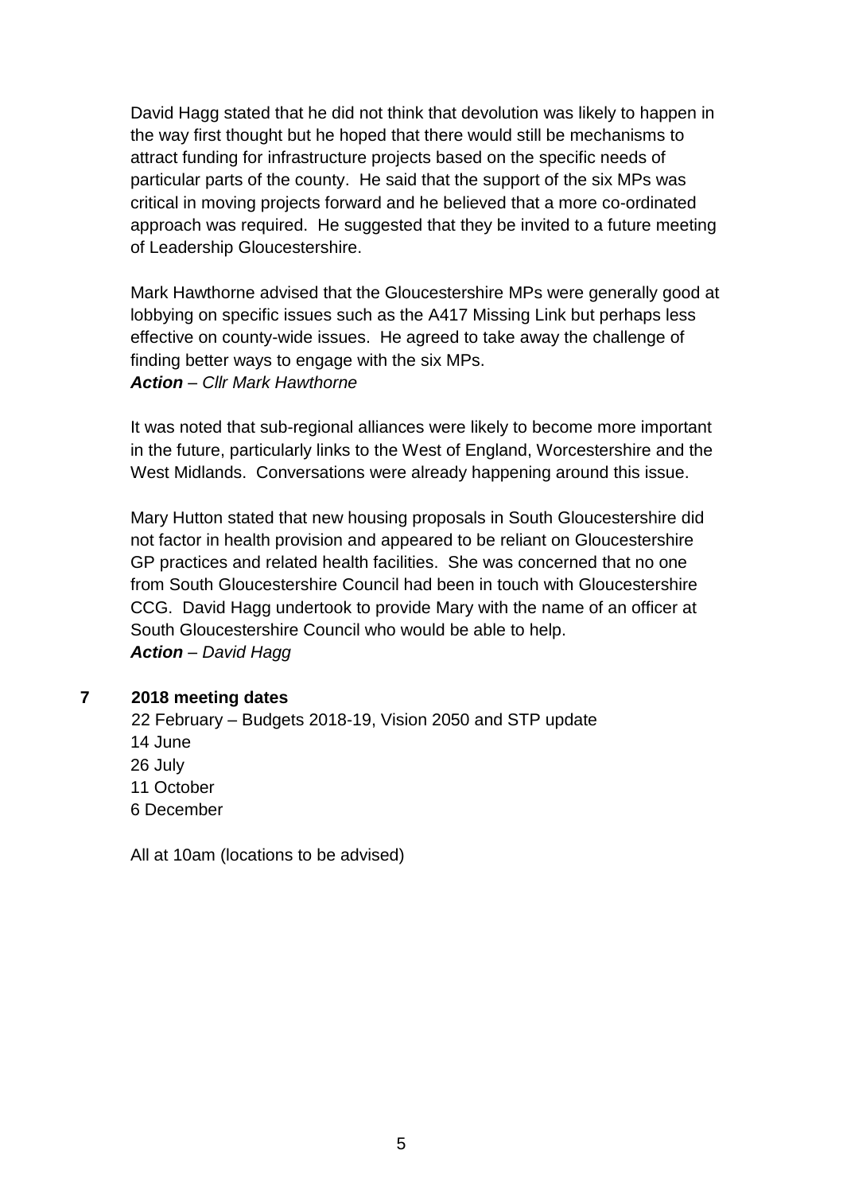David Hagg stated that he did not think that devolution was likely to happen in the way first thought but he hoped that there would still be mechanisms to attract funding for infrastructure projects based on the specific needs of particular parts of the county. He said that the support of the six MPs was critical in moving projects forward and he believed that a more co-ordinated approach was required. He suggested that they be invited to a future meeting of Leadership Gloucestershire.

Mark Hawthorne advised that the Gloucestershire MPs were generally good at lobbying on specific issues such as the A417 Missing Link but perhaps less effective on county-wide issues. He agreed to take away the challenge of finding better ways to engage with the six MPs.
***Action** – Cllr Mark Hawthorne*

It was noted that sub-regional alliances were likely to become more important in the future, particularly links to the West of England, Worcestershire and the West Midlands. Conversations were already happening around this issue.

Mary Hutton stated that new housing proposals in South Gloucestershire did not factor in health provision and appeared to be reliant on Gloucestershire GP practices and related health facilities. She was concerned that no one from South Gloucestershire Council had been in touch with Gloucestershire CCG. David Hagg undertook to provide Mary with the name of an officer at South Gloucestershire Council who would be able to help.
***Action** – David Hagg*

## 7 2018 meeting dates

22 February – Budgets 2018-19, Vision 2050 and STP update
14 June
26 July
11 October
6 December

All at 10am (locations to be advised)